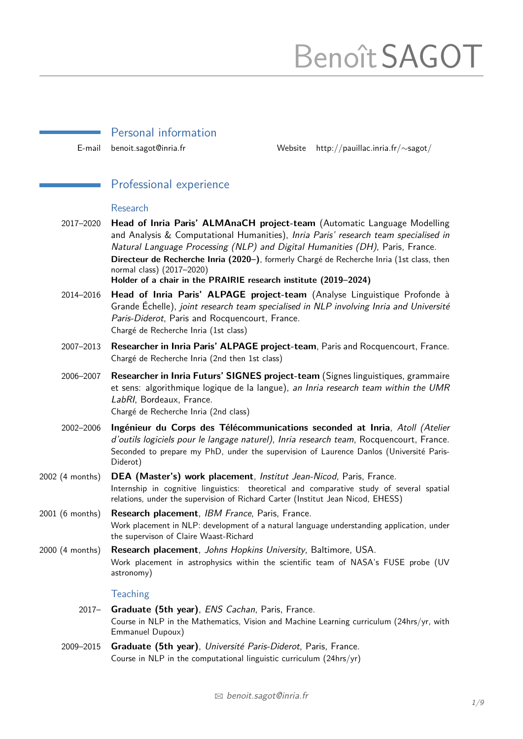# Benoît SAGOT

## Personal information

E-mail benoit.sagot@inria.fr | Website http://pauillac.inria.fr/∼sagot/

## Professional experience

### Research

2017–2020 **Head of Inria Paris' ALMAnaCH project-team** (Automatic Language Modelling and Analysis & Computational Humanities), *Inria Paris' research team specialised in Natural Language Processing (NLP) and Digital Humanities (DH)*, Paris, France.
**Directeur de Recherche Inria (2020–)**, formerly Chargé de Recherche Inria (1st class, then normal class) (2017–2020)
**Holder of a chair in the PRAIRIE research institute (2019–2024)**

2014–2016 **Head of Inria Paris' ALPAGE project-team** (Analyse Linguistique Profonde à Grande Échelle), *joint research team specialised in NLP involving Inria and Université Paris-Diderot*, Paris and Rocquencourt, France.
Chargé de Recherche Inria (1st class)

2007–2013 **Researcher in Inria Paris' ALPAGE project-team**, Paris and Rocquencourt, France.
Chargé de Recherche Inria (2nd then 1st class)

2006–2007 **Researcher in Inria Futurs' SIGNES project-team** (Signes linguistiques, grammaire et sens: algorithmique logique de la langue), *an Inria research team within the UMR LabRI*, Bordeaux, France.
Chargé de Recherche Inria (2nd class)

2002–2006 **Ingénieur du Corps des Télécommunications seconded at Inria**, *Atoll (Atelier d'outils logiciels pour le langage naturel), Inria research team*, Rocquencourt, France.
Seconded to prepare my PhD, under the supervision of Laurence Danlos (Université Paris-Diderot)

2002 (4 months) **DEA (Master's) work placement**, *Institut Jean-Nicod*, Paris, France.
Internship in cognitive linguistics: theoretical and comparative study of several spatial relations, under the supervision of Richard Carter (Institut Jean Nicod, EHESS)

2001 (6 months) **Research placement**, *IBM France*, Paris, France.
Work placement in NLP: development of a natural language understanding application, under the supervison of Claire Waast-Richard

2000 (4 months) **Research placement**, *Johns Hopkins University*, Baltimore, USA.
Work placement in astrophysics within the scientific team of NASA's FUSE probe (UV astronomy)

### Teaching

2017– **Graduate (5th year)**, *ENS Cachan*, Paris, France.
Course in NLP in the Mathematics, Vision and Machine Learning curriculum (24hrs/yr, with Emmanuel Dupoux)

2009–2015 **Graduate (5th year)**, *Université Paris-Diderot*, Paris, France.
Course in NLP in the computational linguistic curriculum (24hrs/yr)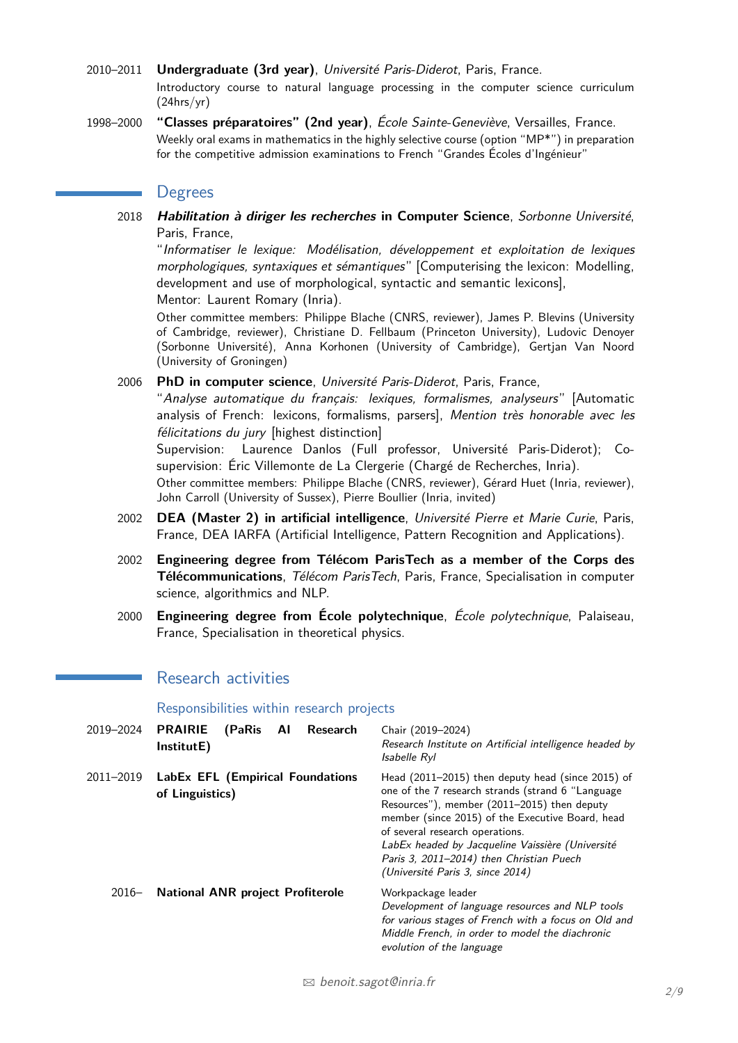2010–2011 **Undergraduate (3rd year)**, *Université Paris-Diderot*, Paris, France.
Introductory course to natural language processing in the computer science curriculum (24hrs/yr)

1998–2000 **"Classes préparatoires" (2nd year)**, *École Sainte-Geneviève*, Versailles, France.
Weekly oral exams in mathematics in the highly selective course (option "MP*") in preparation for the competitive admission examinations to French "Grandes Écoles d'Ingénieur"

## Degrees

2018 ***Habilitation à diriger les recherches* in Computer Science**, *Sorbonne Université*, Paris, France,
"*Informatiser le lexique: Modélisation, développement et exploitation de lexiques morphologiques, syntaxiques et sémantiques*" [Computerising the lexicon: Modelling, development and use of morphological, syntactic and semantic lexicons],
Mentor: Laurent Romary (Inria).
Other committee members: Philippe Blache (CNRS, reviewer), James P. Blevins (University of Cambridge, reviewer), Christiane D. Fellbaum (Princeton University), Ludovic Denoyer (Sorbonne Université), Anna Korhonen (University of Cambridge), Gertjan Van Noord (University of Groningen)

2006 **PhD in computer science**, *Université Paris-Diderot*, Paris, France,
"*Analyse automatique du français: lexiques, formalismes, analyseurs*" [Automatic analysis of French: lexicons, formalisms, parsers], *Mention très honorable avec les félicitations du jury* [highest distinction]
Supervision: Laurence Danlos (Full professor, Université Paris-Diderot); Co-supervision: Éric Villemonte de La Clergerie (Chargé de Recherches, Inria).
Other committee members: Philippe Blache (CNRS, reviewer), Gérard Huet (Inria, reviewer), John Carroll (University of Sussex), Pierre Boullier (Inria, invited)

2002 **DEA (Master 2) in artificial intelligence**, *Université Pierre et Marie Curie*, Paris, France, DEA IARFA (Artificial Intelligence, Pattern Recognition and Applications).

2002 **Engineering degree from Télécom ParisTech as a member of the Corps des Télécommunications**, *Télécom ParisTech*, Paris, France, Specialisation in computer science, algorithmics and NLP.

2000 **Engineering degree from École polytechnique**, *École polytechnique*, Palaiseau, France, Specialisation in theoretical physics.

## Research activities

### Responsibilities within research projects

2019–2024 **PRAIRIE (PaRis AI Research InstitutE)**
Chair (2019–2024)
*Research Institute on Artificial intelligence headed by Isabelle Ryl*

2011–2019 **LabEx EFL (Empirical Foundations of Linguistics)**
Head (2011–2015) then deputy head (since 2015) of one of the 7 research strands (strand 6 "Language Resources"), member (2011–2015) then deputy member (since 2015) of the Executive Board, head of several research operations.
*LabEx headed by Jacqueline Vaissière (Université Paris 3, 2011–2014) then Christian Puech (Université Paris 3, since 2014)*

2016– **National ANR project Profiterole**
Workpackage leader
*Development of language resources and NLP tools for various stages of French with a focus on Old and Middle French, in order to model the diachronic evolution of the language*

✉ *benoit.sagot@inria.fr*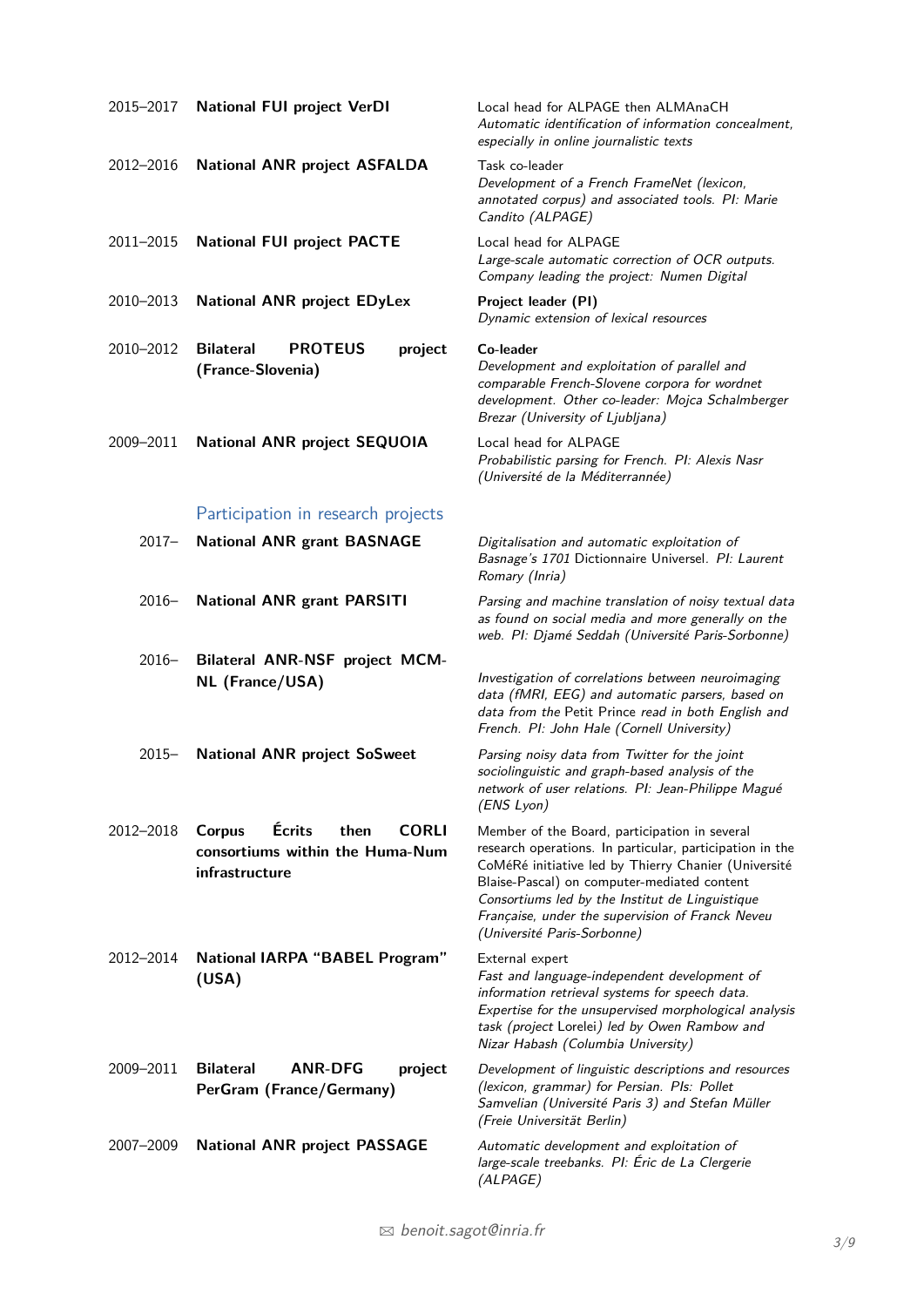2015–2017 **National FUI project VerDI**
Local head for ALPAGE then ALMAnaCH
*Automatic identification of information concealment, especially in online journalistic texts*

2012–2016 **National ANR project ASFALDA**
Task co-leader
*Development of a French FrameNet (lexicon, annotated corpus) and associated tools. PI: Marie Candito (ALPAGE)*

2011–2015 **National FUI project PACTE**
Local head for ALPAGE
*Large-scale automatic correction of OCR outputs. Company leading the project: Numen Digital*

2010–2013 **National ANR project EDyLex**
**Project leader (PI)**
*Dynamic extension of lexical resources*

2010–2012 **Bilateral PROTEUS project (France-Slovenia)**
**Co-leader**
*Development and exploitation of parallel and comparable French-Slovene corpora for wordnet development. Other co-leader: Mojca Schalmberger Brezar (University of Ljubljana)*

2009–2011 **National ANR project SEQUOIA**
Local head for ALPAGE
*Probabilistic parsing for French. PI: Alexis Nasr (Université de la Méditerranée)*

## Participation in research projects

2017– **National ANR grant BASNAGE**
*Digitalisation and automatic exploitation of Basnage's 1701* Dictionnaire Universel*. PI: Laurent Romary (Inria)*

2016– **National ANR grant PARSITI**
*Parsing and machine translation of noisy textual data as found on social media and more generally on the web. PI: Djamé Seddah (Université Paris-Sorbonne)*

2016– **Bilateral ANR-NSF project MCM-NL (France/USA)**
*Investigation of correlations between neuroimaging data (fMRI, EEG) and automatic parsers, based on data from the* Petit Prince *read in both English and French. PI: John Hale (Cornell University)*

2015– **National ANR project SoSweet**
*Parsing noisy data from Twitter for the joint sociolinguistic and graph-based analysis of the network of user relations. PI: Jean-Philippe Magué (ENS Lyon)*

2012–2018 **Corpus Écrits then CORLI consortiums within the Huma-Num infrastructure**
Member of the Board, participation in several research operations. In particular, participation in the CoMéRé initiative led by Thierry Chanier (Université Blaise-Pascal) on computer-mediated content
*Consortiums led by the Institut de Linguistique Française, under the supervision of Franck Neveu (Université Paris-Sorbonne)*

2012–2014 **National IARPA "BABEL Program" (USA)**
External expert
*Fast and language-independent development of information retrieval systems for speech data. Expertise for the unsupervised morphological analysis task (project* Lorelei*) led by Owen Rambow and Nizar Habash (Columbia University)*

2009–2011 **Bilateral ANR-DFG project PerGram (France/Germany)**
*Development of linguistic descriptions and resources (lexicon, grammar) for Persian. PIs: Pollet Samvelian (Université Paris 3) and Stefan Müller (Freie Universität Berlin)*

2007–2009 **National ANR project PASSAGE**
*Automatic development and exploitation of large-scale treebanks. PI: Éric de La Clergerie (ALPAGE)*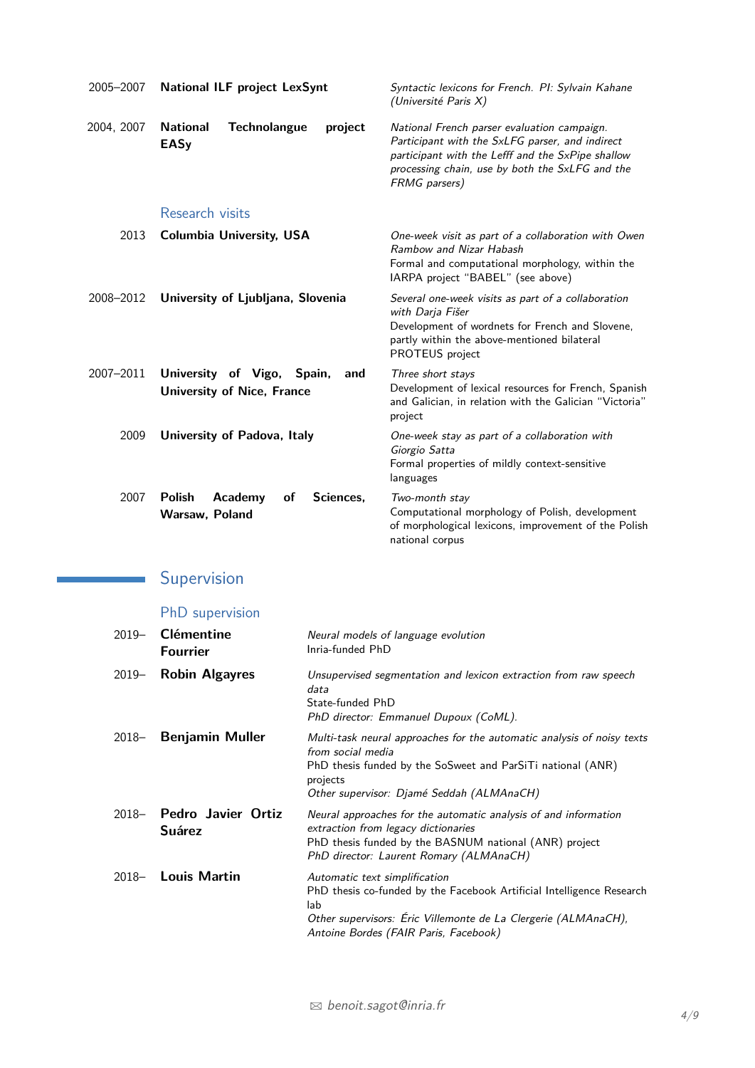2005–2007 **National ILF project LexSynt**
*Syntactic lexicons for French. PI: Sylvain Kahane (Université Paris X)*

2004, 2007 **National Technolangue project EASy**
*National French parser evaluation campaign. Participant with the SxLFG parser, and indirect participant with the Lefff and the SxPipe shallow processing chain, use by both the SxLFG and the FRMG parsers)*

### Research visits

2013 **Columbia University, USA**
*One-week visit as part of a collaboration with Owen Rambow and Nizar Habash*
Formal and computational morphology, within the IARPA project "BABEL" (see above)

2008–2012 **University of Ljubljana, Slovenia**
*Several one-week visits as part of a collaboration with Darja Fišer*
Development of wordnets for French and Slovene, partly within the above-mentioned bilateral PROTEUS project

2007–2011 **University of Vigo, Spain, and University of Nice, France**
*Three short stays*
Development of lexical resources for French, Spanish and Galician, in relation with the Galician "Victoria" project

2009 **University of Padova, Italy**
*One-week stay as part of a collaboration with Giorgio Satta*
Formal properties of mildly context-sensitive languages

2007 **Polish Academy of Sciences, Warsaw, Poland**
*Two-month stay*
Computational morphology of Polish, development of morphological lexicons, improvement of the Polish national corpus

## Supervision

### PhD supervision

2019– **Clémentine Fourrier**
*Neural models of language evolution*
Inria-funded PhD

2019– **Robin Algayres**
*Unsupervised segmentation and lexicon extraction from raw speech data*
State-funded PhD
*PhD director: Emmanuel Dupoux (CoML).*

2018– **Benjamin Muller**
*Multi-task neural approaches for the automatic analysis of noisy texts from social media*
PhD thesis funded by the SoSweet and ParSiTi national (ANR) projects
*Other supervisor: Djamé Seddah (ALMAnaCH)*

2018– **Pedro Javier Ortiz Suárez**
*Neural approaches for the automatic analysis of and information extraction from legacy dictionaries*
PhD thesis funded by the BASNUM national (ANR) project
*PhD director: Laurent Romary (ALMAnaCH)*

2018– **Louis Martin**
*Automatic text simplification*
PhD thesis co-funded by the Facebook Artificial Intelligence Research lab
*Other supervisors: Éric Villemonte de La Clergerie (ALMAnaCH), Antoine Bordes (FAIR Paris, Facebook)*

✉ *benoit.sagot@inria.fr*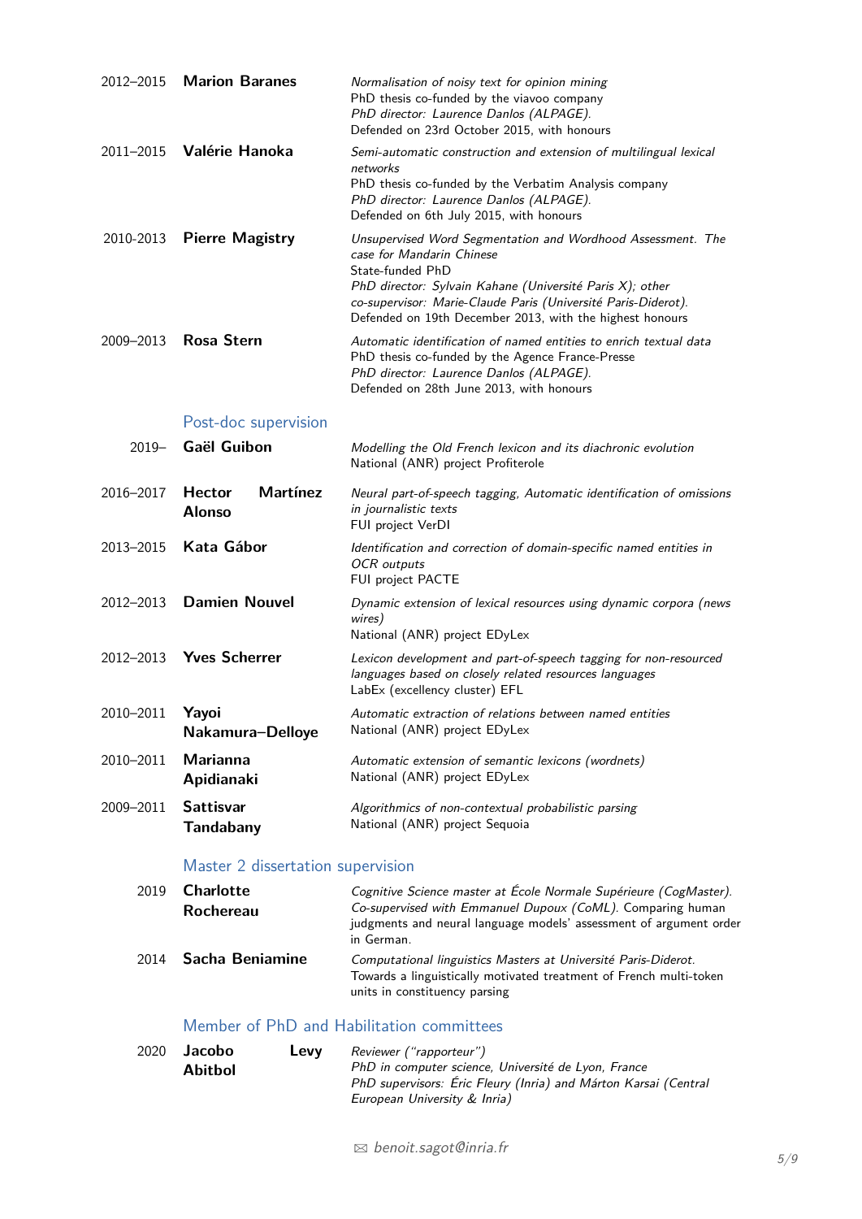2012–2015 **Marion Baranes**
*Normalisation of noisy text for opinion mining*
PhD thesis co-funded by the viavoo company
*PhD director: Laurence Danlos (ALPAGE).*
Defended on 23rd October 2015, with honours

2011–2015 **Valérie Hanoka**
*Semi-automatic construction and extension of multilingual lexical networks*
PhD thesis co-funded by the Verbatim Analysis company
*PhD director: Laurence Danlos (ALPAGE).*
Defended on 6th July 2015, with honours

2010-2013 **Pierre Magistry**
*Unsupervised Word Segmentation and Wordhood Assessment. The case for Mandarin Chinese*
State-funded PhD
*PhD director: Sylvain Kahane (Université Paris X); other co-supervisor: Marie-Claude Paris (Université Paris-Diderot).*
Defended on 19th December 2013, with the highest honours

2009–2013 **Rosa Stern**
*Automatic identification of named entities to enrich textual data*
PhD thesis co-funded by the Agence France-Presse
*PhD director: Laurence Danlos (ALPAGE).*
Defended on 28th June 2013, with honours

## Post-doc supervision

2019– **Gaël Guibon**
*Modelling the Old French lexicon and its diachronic evolution*
National (ANR) project Profiterole

2016–2017 **Hector Martínez Alonso**
*Neural part-of-speech tagging, Automatic identification of omissions in journalistic texts*
FUI project VerDI

2013–2015 **Kata Gábor**
*Identification and correction of domain-specific named entities in OCR outputs*
FUI project PACTE

2012–2013 **Damien Nouvel**
*Dynamic extension of lexical resources using dynamic corpora (news wires)*
National (ANR) project EDyLex

2012–2013 **Yves Scherrer**
*Lexicon development and part-of-speech tagging for non-resourced languages based on closely related resources languages*
LabEx (excellency cluster) EFL

2010–2011 **Yayoi Nakamura–Delloye**
*Automatic extraction of relations between named entities*
National (ANR) project EDyLex

2010–2011 **Marianna Apidianaki**
*Automatic extension of semantic lexicons (wordnets)*
National (ANR) project EDyLex

2009–2011 **Sattisvar Tandabany**
*Algorithmics of non-contextual probabilistic parsing*
National (ANR) project Sequoia

## Master 2 dissertation supervision

2019 **Charlotte Rochereau**
*Cognitive Science master at École Normale Supérieure (CogMaster). Co-supervised with Emmanuel Dupoux (CoML).* Comparing human judgments and neural language models' assessment of argument order in German.

2014 **Sacha Beniamine**
*Computational linguistics Masters at Université Paris-Diderot.*
Towards a linguistically motivated treatment of French multi-token units in constituency parsing

## Member of PhD and Habilitation committees

2020 **Jacobo Levy Abitbol**
*Reviewer ("rapporteur")*
*PhD in computer science, Université de Lyon, France*
*PhD supervisors: Éric Fleury (Inria) and Márton Karsai (Central European University & Inria)*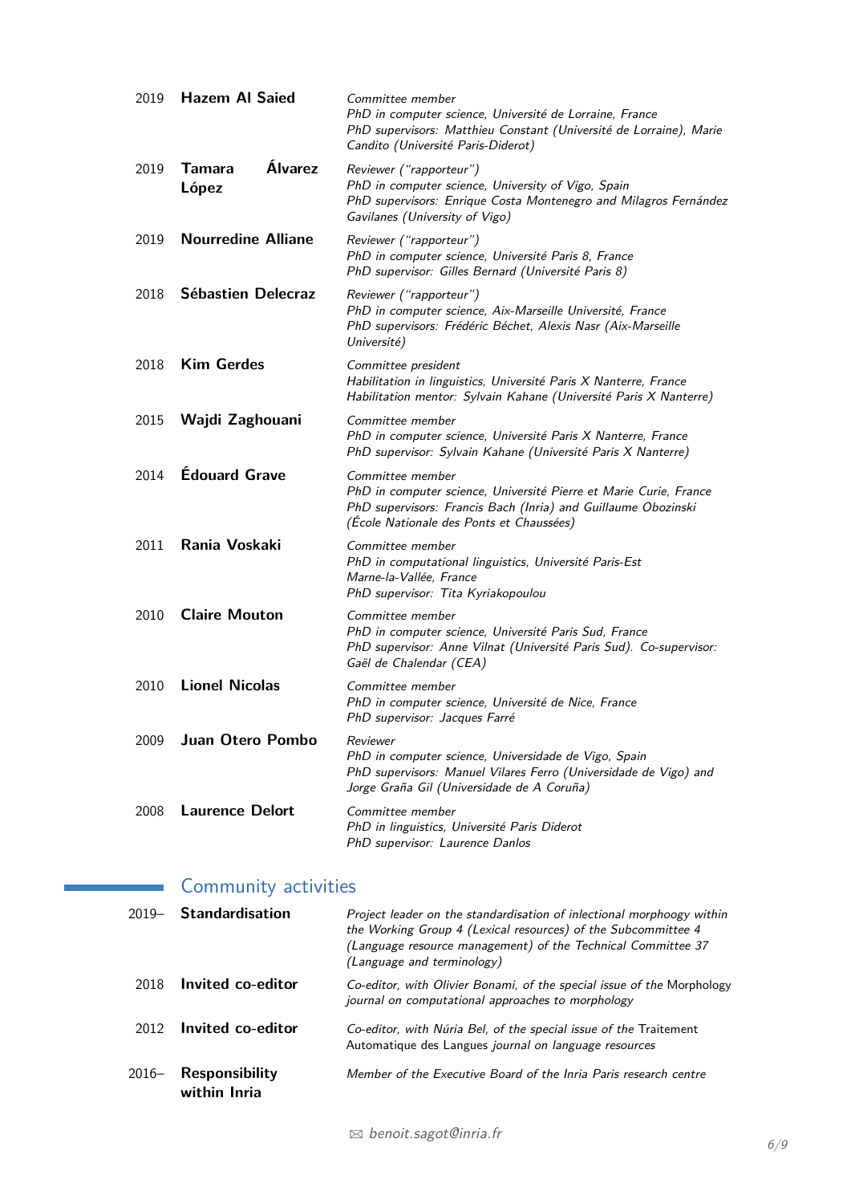2019 **Hazem Al Saied**
*Committee member*
*PhD in computer science, Université de Lorraine, France*
*PhD supervisors: Matthieu Constant (Université de Lorraine), Marie Candito (Université Paris-Diderot)*

2019 **Tamara Álvarez López**
*Reviewer ("rapporteur")*
*PhD in computer science, University of Vigo, Spain*
*PhD supervisors: Enrique Costa Montenegro and Milagros Fernández Gavilanes (University of Vigo)*

2019 **Nourredine Alliane**
*Reviewer ("rapporteur")*
*PhD in computer science, Université Paris 8, France*
*PhD supervisor: Gilles Bernard (Université Paris 8)*

2018 **Sébastien Delecraz**
*Reviewer ("rapporteur")*
*PhD in computer science, Aix-Marseille Université, France*
*PhD supervisors: Frédéric Béchet, Alexis Nasr (Aix-Marseille Université)*

2018 **Kim Gerdes**
*Committee president*
*Habilitation in linguistics, Université Paris X Nanterre, France*
*Habilitation mentor: Sylvain Kahane (Université Paris X Nanterre)*

2015 **Wajdi Zaghouani**
*Committee member*
*PhD in computer science, Université Paris X Nanterre, France*
*PhD supervisor: Sylvain Kahane (Université Paris X Nanterre)*

2014 **Édouard Grave**
*Committee member*
*PhD in computer science, Université Pierre et Marie Curie, France*
*PhD supervisors: Francis Bach (Inria) and Guillaume Obozinski (École Nationale des Ponts et Chaussées)*

2011 **Rania Voskaki**
*Committee member*
*PhD in computational linguistics, Université Paris-Est Marne-la-Vallée, France*
*PhD supervisor: Tita Kyriakopoulou*

2010 **Claire Mouton**
*Committee member*
*PhD in computer science, Université Paris Sud, France*
*PhD supervisor: Anne Vilnat (Université Paris Sud). Co-supervisor: Gaël de Chalendar (CEA)*

2010 **Lionel Nicolas**
*Committee member*
*PhD in computer science, Université de Nice, France*
*PhD supervisor: Jacques Farré*

2009 **Juan Otero Pombo**
*Reviewer*
*PhD in computer science, Universidade de Vigo, Spain*
*PhD supervisors: Manuel Vilares Ferro (Universidade de Vigo) and Jorge Graña Gil (Universidade de A Coruña)*

2008 **Laurence Delort**
*Committee member*
*PhD in linguistics, Université Paris Diderot*
*PhD supervisor: Laurence Danlos*

## Community activities

2019– **Standardisation**
*Project leader on the standardisation of inflectional morphoogy within the Working Group 4 (Lexical resources) of the Subcommittee 4 (Language resource management) of the Technical Committee 37 (Language and terminology)*

2018 **Invited co-editor**
*Co-editor, with Olivier Bonami, of the special issue of the* Morphology *journal on computational approaches to morphology*

2012 **Invited co-editor**
*Co-editor, with Núria Bel, of the special issue of the* Traitement Automatique des Langues *journal on language resources*

2016– **Responsibility within Inria**
*Member of the Executive Board of the Inria Paris research centre*

✉ *benoit.sagot@inria.fr*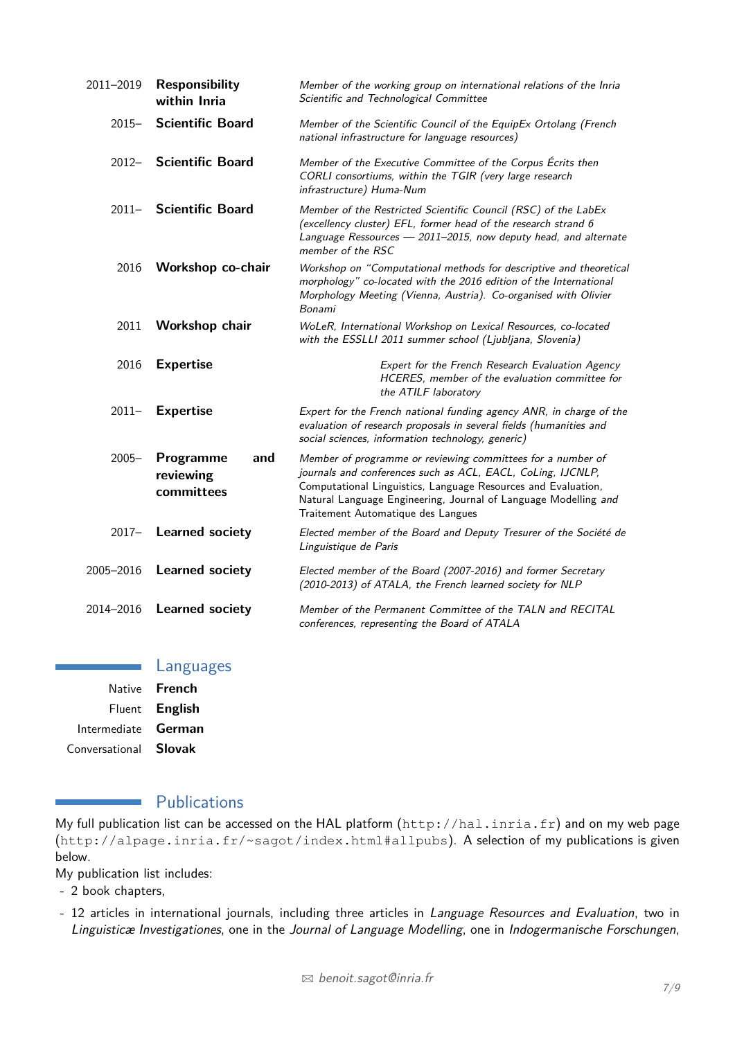2011–2019 **Responsibility within Inria** *Member of the working group on international relations of the Inria Scientific and Technological Committee*

2015– **Scientific Board** *Member of the Scientific Council of the EquipEx Ortolang (French national infrastructure for language resources)*

2012– **Scientific Board** *Member of the Executive Committee of the Corpus Écrits then CORLI consortiums, within the TGIR (very large research infrastructure) Huma-Num*

2011– **Scientific Board** *Member of the Restricted Scientific Council (RSC) of the LabEx (excellency cluster) EFL, former head of the research strand 6 Language Ressources — 2011–2015, now deputy head, and alternate member of the RSC*

2016 **Workshop co-chair** *Workshop on "Computational methods for descriptive and theoretical morphology" co-located with the 2016 edition of the International Morphology Meeting (Vienna, Austria). Co-organised with Olivier Bonami*

2011 **Workshop chair** *WoLeR, International Workshop on Lexical Resources, co-located with the ESSLLI 2011 summer school (Ljubljana, Slovenia)*

2016 **Expertise** *Expert for the French Research Evaluation Agency HCERES, member of the evaluation committee for the ATILF laboratory*

2011– **Expertise** *Expert for the French national funding agency ANR, in charge of the evaluation of research proposals in several fields (humanities and social sciences, information technology, generic)*

2005– **Programme and reviewing committees** *Member of programme or reviewing committees for a number of journals and conferences such as ACL, EACL, CoLing, IJCNLP,* Computational Linguistics, Language Resources and Evaluation, Natural Language Engineering, Journal of Language Modelling *and* Traitement Automatique des Langues

2017– **Learned society** *Elected member of the Board and Deputy Tresurer of the Société de Linguistique de Paris*

2005–2016 **Learned society** *Elected member of the Board (2007-2016) and former Secretary (2010-2013) of ATALA, the French learned society for NLP*

2014–2016 **Learned society** *Member of the Permanent Committee of the TALN and RECITAL conferences, representing the Board of ATALA*

## Languages

Native **French**
Fluent **English**
Intermediate **German**
Conversational **Slovak**

## Publications

My full publication list can be accessed on the HAL platform (`http://hal.inria.fr`) and on my web page (`http://alpage.inria.fr/~sagot/index.html#allpubs`). A selection of my publications is given below.

My publication list includes:

- 2 book chapters,
- 12 articles in international journals, including three articles in *Language Resources and Evaluation*, two in *Linguisticæ Investigationes*, one in the *Journal of Language Modelling*, one in *Indogermanische Forschungen*,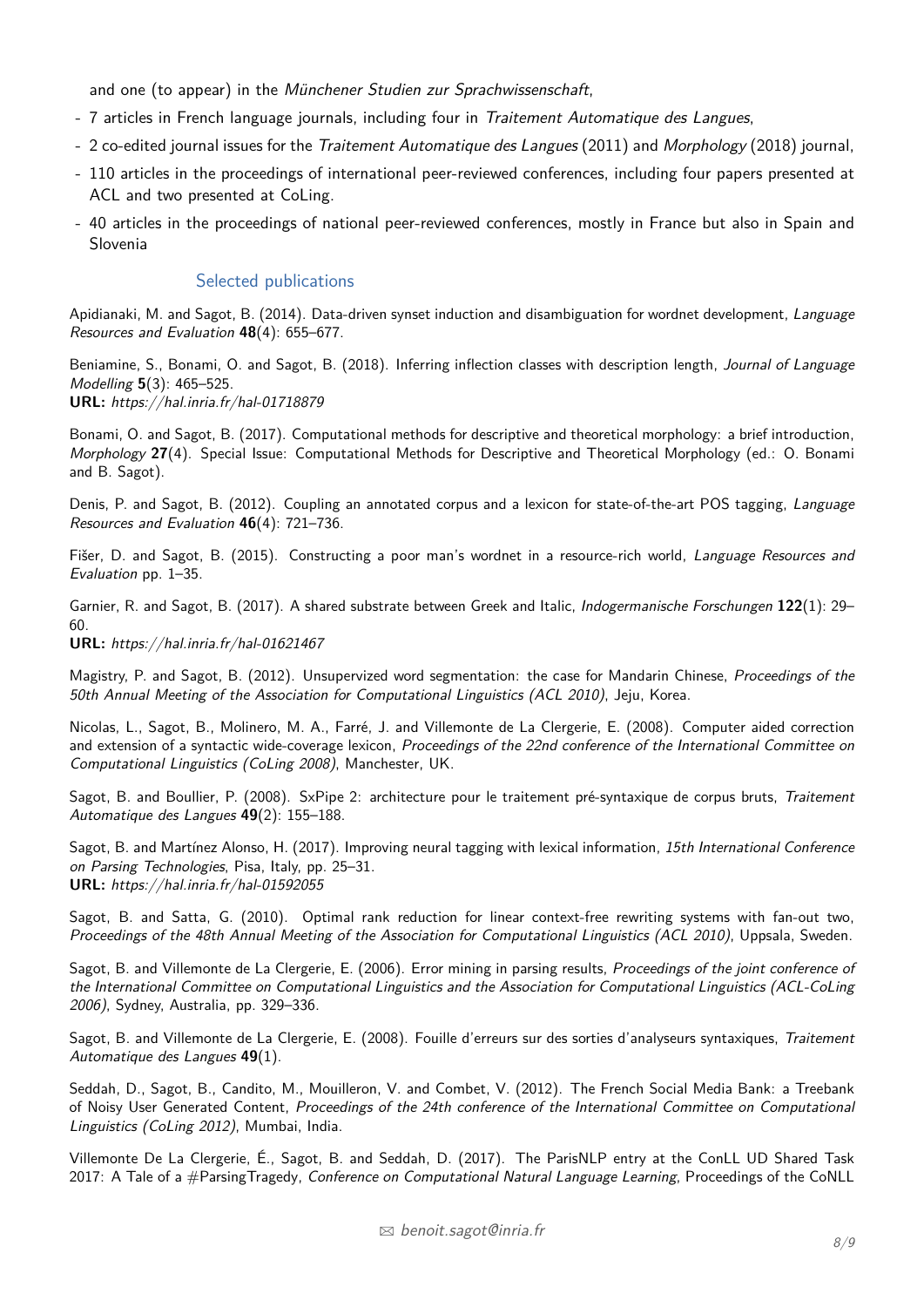and one (to appear) in the *Münchener Studien zur Sprachwissenschaft*,

- 7 articles in French language journals, including four in *Traitement Automatique des Langues*,
- 2 co-edited journal issues for the *Traitement Automatique des Langues* (2011) and *Morphology* (2018) journal,
- 110 articles in the proceedings of international peer-reviewed conferences, including four papers presented at ACL and two presented at CoLing.
- 40 articles in the proceedings of national peer-reviewed conferences, mostly in France but also in Spain and Slovenia

## Selected publications

Apidianaki, M. and Sagot, B. (2014). Data-driven synset induction and disambiguation for wordnet development, *Language Resources and Evaluation* **48**(4): 655–677.

Beniamine, S., Bonami, O. and Sagot, B. (2018). Inferring inflection classes with description length, *Journal of Language Modelling* **5**(3): 465–525.
**URL:** *https://hal.inria.fr/hal-01718879*

Bonami, O. and Sagot, B. (2017). Computational methods for descriptive and theoretical morphology: a brief introduction, *Morphology* **27**(4). Special Issue: Computational Methods for Descriptive and Theoretical Morphology (ed.: O. Bonami and B. Sagot).

Denis, P. and Sagot, B. (2012). Coupling an annotated corpus and a lexicon for state-of-the-art POS tagging, *Language Resources and Evaluation* **46**(4): 721–736.

Fišer, D. and Sagot, B. (2015). Constructing a poor man's wordnet in a resource-rich world, *Language Resources and Evaluation* pp. 1–35.

Garnier, R. and Sagot, B. (2017). A shared substrate between Greek and Italic, *Indogermanische Forschungen* **122**(1): 29–60.
**URL:** *https://hal.inria.fr/hal-01621467*

Magistry, P. and Sagot, B. (2012). Unsupervized word segmentation: the case for Mandarin Chinese, *Proceedings of the 50th Annual Meeting of the Association for Computational Linguistics (ACL 2010)*, Jeju, Korea.

Nicolas, L., Sagot, B., Molinero, M. A., Farré, J. and Villemonte de La Clergerie, E. (2008). Computer aided correction and extension of a syntactic wide-coverage lexicon, *Proceedings of the 22nd conference of the International Committee on Computational Linguistics (CoLing 2008)*, Manchester, UK.

Sagot, B. and Boullier, P. (2008). SxPipe 2: architecture pour le traitement pré-syntaxique de corpus bruts, *Traitement Automatique des Langues* **49**(2): 155–188.

Sagot, B. and Martínez Alonso, H. (2017). Improving neural tagging with lexical information, *15th International Conference on Parsing Technologies*, Pisa, Italy, pp. 25–31.
**URL:** *https://hal.inria.fr/hal-01592055*

Sagot, B. and Satta, G. (2010). Optimal rank reduction for linear context-free rewriting systems with fan-out two, *Proceedings of the 48th Annual Meeting of the Association for Computational Linguistics (ACL 2010)*, Uppsala, Sweden.

Sagot, B. and Villemonte de La Clergerie, E. (2006). Error mining in parsing results, *Proceedings of the joint conference of the International Committee on Computational Linguistics and the Association for Computational Linguistics (ACL-CoLing 2006)*, Sydney, Australia, pp. 329–336.

Sagot, B. and Villemonte de La Clergerie, E. (2008). Fouille d'erreurs sur des sorties d'analyseurs syntaxiques, *Traitement Automatique des Langues* **49**(1).

Seddah, D., Sagot, B., Candito, M., Mouilleron, V. and Combet, V. (2012). The French Social Media Bank: a Treebank of Noisy User Generated Content, *Proceedings of the 24th conference of the International Committee on Computational Linguistics (CoLing 2012)*, Mumbai, India.

Villemonte De La Clergerie, É., Sagot, B. and Seddah, D. (2017). The ParisNLP entry at the ConLL UD Shared Task 2017: A Tale of a #ParsingTragedy, *Conference on Computational Natural Language Learning*, Proceedings of the CoNLL

✉ *benoit.sagot@inria.fr*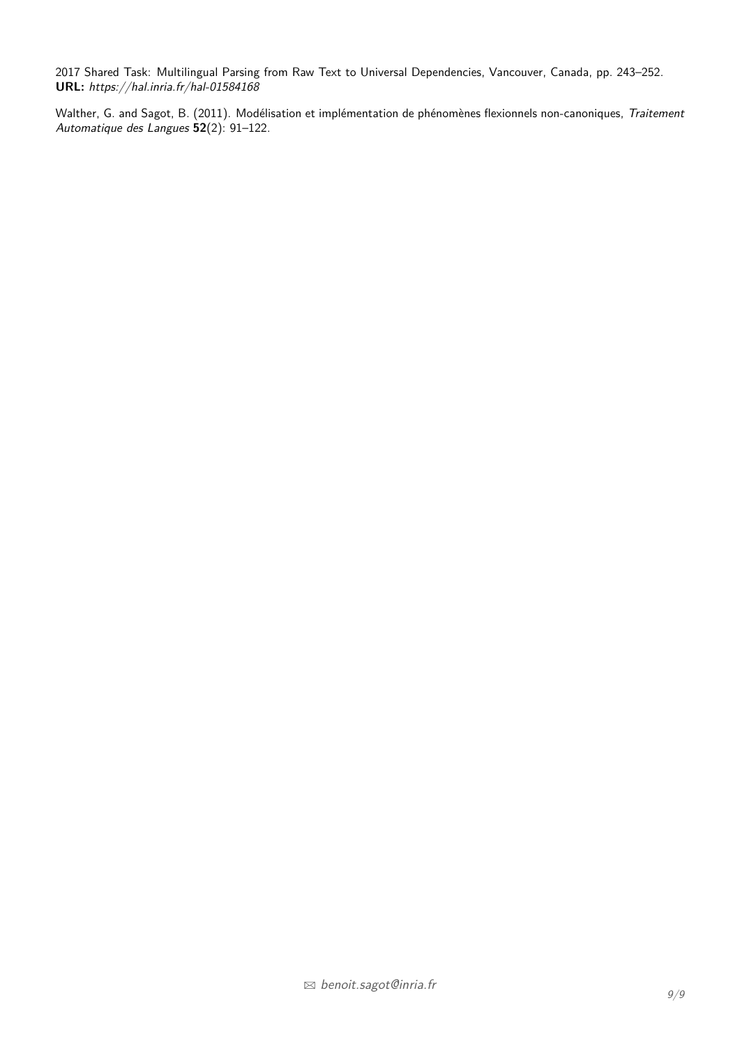2017 Shared Task: Multilingual Parsing from Raw Text to Universal Dependencies, Vancouver, Canada, pp. 243–252.
**URL:** *https://hal.inria.fr/hal-01584168*

Walther, G. and Sagot, B. (2011). Modélisation et implémentation de phénomènes flexionnels non-canoniques, *Traitement Automatique des Langues* **52**(2): 91–122.